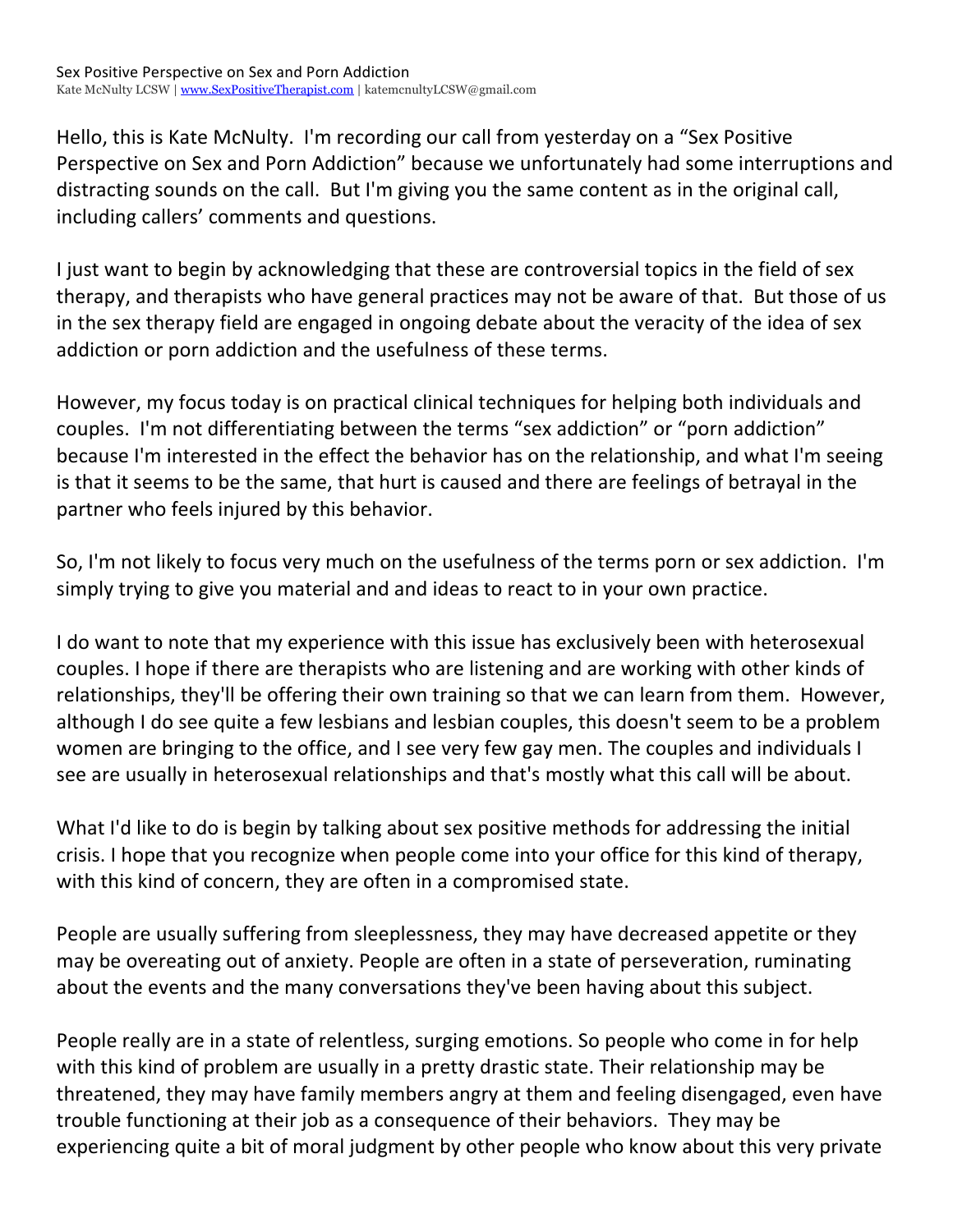Hello, this is Kate McNulty. I'm recording our call from yesterday on a "Sex Positive Perspective on Sex and Porn Addiction" because we unfortunately had some interruptions and distracting sounds on the call. But I'm giving you the same content as in the original call, including callers' comments and questions.

I just want to begin by acknowledging that these are controversial topics in the field of sex therapy, and therapists who have general practices may not be aware of that. But those of us in the sex therapy field are engaged in ongoing debate about the veracity of the idea of sex addiction or porn addiction and the usefulness of these terms.

However, my focus today is on practical clinical techniques for helping both individuals and couples. I'm not differentiating between the terms "sex addiction" or "porn addiction" because I'm interested in the effect the behavior has on the relationship, and what I'm seeing is that it seems to be the same, that hurt is caused and there are feelings of betrayal in the partner who feels injured by this behavior.

So, I'm not likely to focus very much on the usefulness of the terms porn or sex addiction. I'm simply trying to give you material and and ideas to react to in your own practice.

I do want to note that my experience with this issue has exclusively been with heterosexual couples. I hope if there are therapists who are listening and are working with other kinds of relationships, they'll be offering their own training so that we can learn from them. However, although I do see quite a few lesbians and lesbian couples, this doesn't seem to be a problem women are bringing to the office, and I see very few gay men. The couples and individuals I see are usually in heterosexual relationships and that's mostly what this call will be about.

What I'd like to do is begin by talking about sex positive methods for addressing the initial crisis. I hope that you recognize when people come into your office for this kind of therapy, with this kind of concern, they are often in a compromised state.

People are usually suffering from sleeplessness, they may have decreased appetite or they may be overeating out of anxiety. People are often in a state of perseveration, ruminating about the events and the many conversations they've been having about this subject.

People really are in a state of relentless, surging emotions. So people who come in for help with this kind of problem are usually in a pretty drastic state. Their relationship may be threatened, they may have family members angry at them and feeling disengaged, even have trouble functioning at their job as a consequence of their behaviors. They may be experiencing quite a bit of moral judgment by other people who know about this very private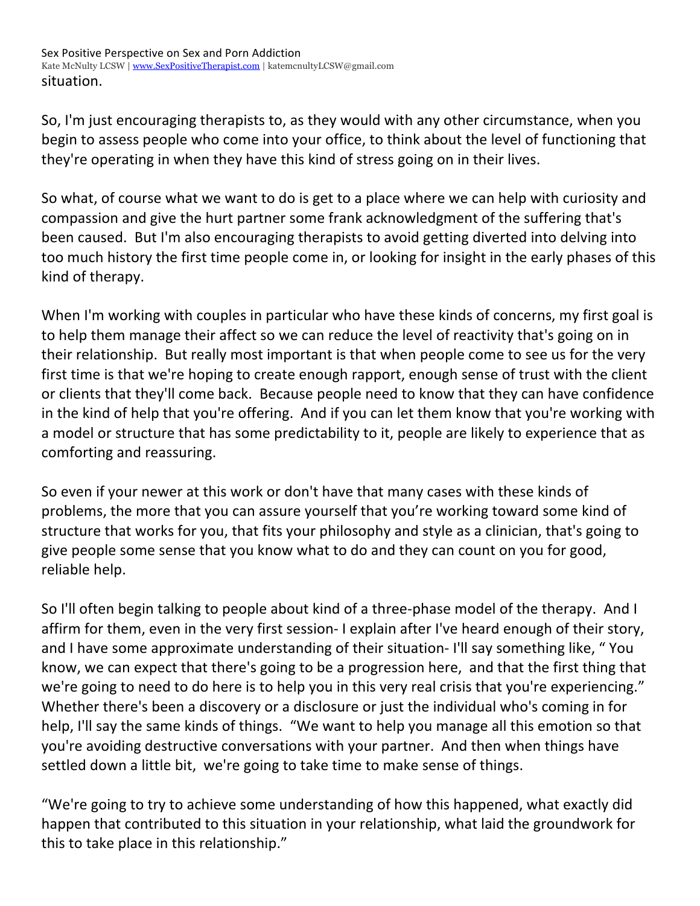situation.

So, I'm just encouraging therapists to, as they would with any other circumstance, when you begin to assess people who come into your office, to think about the level of functioning that they're operating in when they have this kind of stress going on in their lives.

So what, of course what we want to do is get to a place where we can help with curiosity and compassion and give the hurt partner some frank acknowledgment of the suffering that's been caused. But I'm also encouraging therapists to avoid getting diverted into delving into too much history the first time people come in, or looking for insight in the early phases of this kind of therapy.

When I'm working with couples in particular who have these kinds of concerns, my first goal is to help them manage their affect so we can reduce the level of reactivity that's going on in their relationship. But really most important is that when people come to see us for the very first time is that we're hoping to create enough rapport, enough sense of trust with the client or clients that they'll come back. Because people need to know that they can have confidence in the kind of help that you're offering. And if you can let them know that you're working with a model or structure that has some predictability to it, people are likely to experience that as comforting and reassuring.

So even if your newer at this work or don't have that many cases with these kinds of problems, the more that you can assure yourself that you're working toward some kind of structure that works for you, that fits your philosophy and style as a clinician, that's going to give people some sense that you know what to do and they can count on you for good, reliable help.

So I'll often begin talking to people about kind of a three-phase model of the therapy. And I affirm for them, even in the very first session- I explain after I've heard enough of their story, and I have some approximate understanding of their situation- I'll say something like, " You know, we can expect that there's going to be a progression here, and that the first thing that we're going to need to do here is to help you in this very real crisis that you're experiencing." Whether there's been a discovery or a disclosure or just the individual who's coming in for help, I'll say the same kinds of things. "We want to help you manage all this emotion so that you're avoiding destructive conversations with your partner. And then when things have settled down a little bit, we're going to take time to make sense of things.

"We're going to try to achieve some understanding of how this happened, what exactly did happen that contributed to this situation in your relationship, what laid the groundwork for this to take place in this relationship."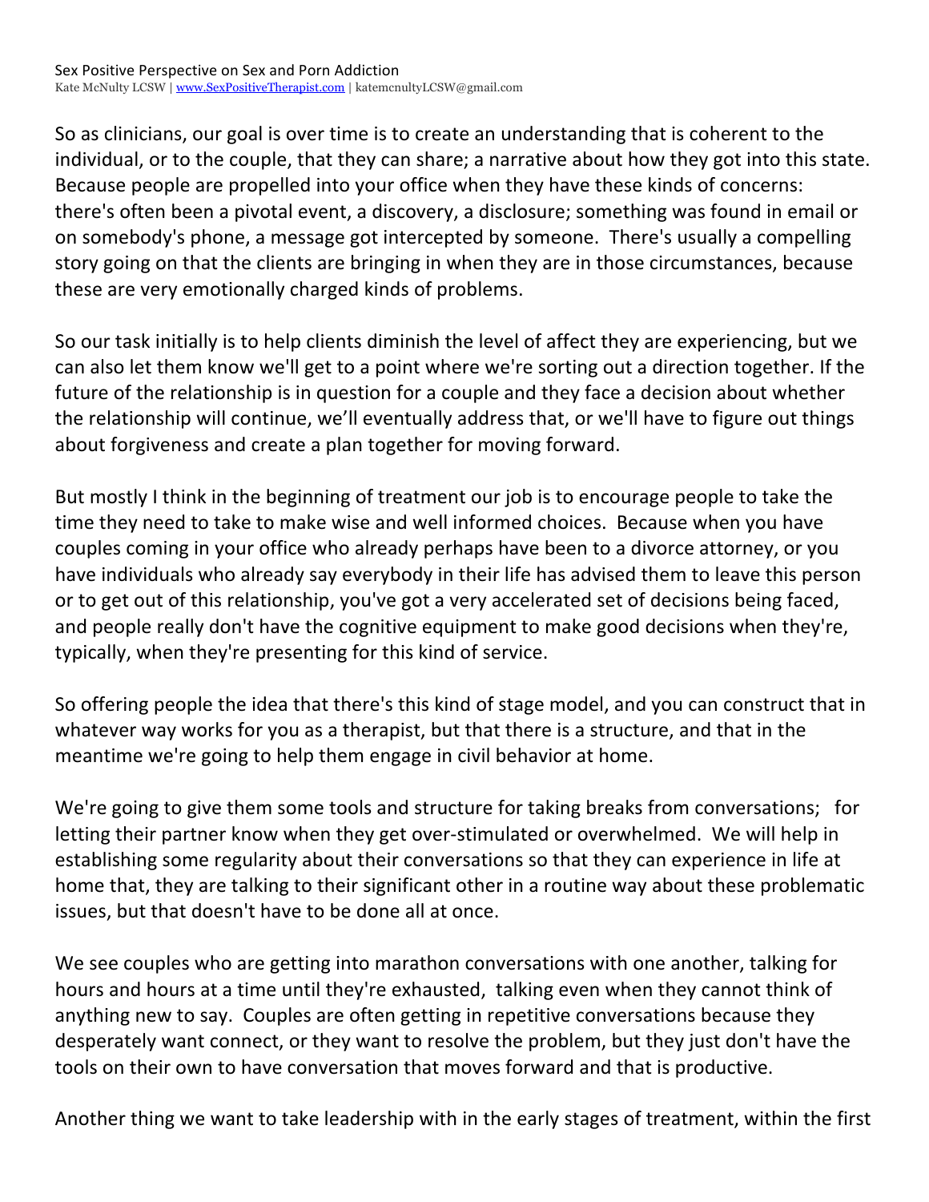So as clinicians, our goal is over time is to create an understanding that is coherent to the individual, or to the couple, that they can share; a narrative about how they got into this state. Because people are propelled into your office when they have these kinds of concerns: there's often been a pivotal event, a discovery, a disclosure; something was found in email or on somebody's phone, a message got intercepted by someone. There's usually a compelling story going on that the clients are bringing in when they are in those circumstances, because these are very emotionally charged kinds of problems.

So our task initially is to help clients diminish the level of affect they are experiencing, but we can also let them know we'll get to a point where we're sorting out a direction together. If the future of the relationship is in question for a couple and they face a decision about whether the relationship will continue, we'll eventually address that, or we'll have to figure out things about forgiveness and create a plan together for moving forward.

But mostly I think in the beginning of treatment our job is to encourage people to take the time they need to take to make wise and well informed choices. Because when you have couples coming in your office who already perhaps have been to a divorce attorney, or you have individuals who already say everybody in their life has advised them to leave this person or to get out of this relationship, you've got a very accelerated set of decisions being faced, and people really don't have the cognitive equipment to make good decisions when they're, typically, when they're presenting for this kind of service.

So offering people the idea that there's this kind of stage model, and you can construct that in whatever way works for you as a therapist, but that there is a structure, and that in the meantime we're going to help them engage in civil behavior at home.

We're going to give them some tools and structure for taking breaks from conversations; for letting their partner know when they get over-stimulated or overwhelmed. We will help in establishing some regularity about their conversations so that they can experience in life at home that, they are talking to their significant other in a routine way about these problematic issues, but that doesn't have to be done all at once.

We see couples who are getting into marathon conversations with one another, talking for hours and hours at a time until they're exhausted, talking even when they cannot think of anything new to say. Couples are often getting in repetitive conversations because they desperately want connect, or they want to resolve the problem, but they just don't have the tools on their own to have conversation that moves forward and that is productive.

Another thing we want to take leadership with in the early stages of treatment, within the first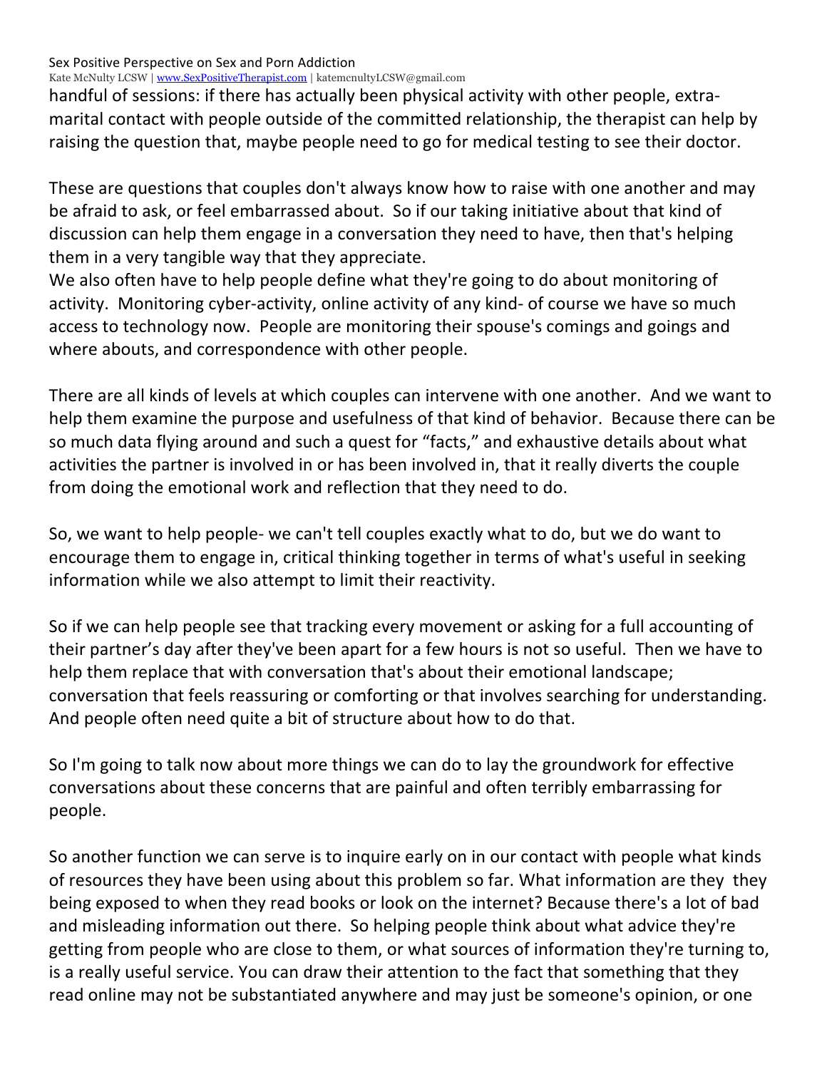handful of sessions: if there has actually been physical activity with other people, extra-marital contact with people outside of the committed relationship, the therapist can help by raising the question that, maybe people need to go for medical testing to see their doctor.

These are questions that couples don't always know how to raise with one another and may be afraid to ask, or feel embarrassed about. So if our taking initiative about that kind of discussion can help them engage in a conversation they need to have, then that's helping them in a very tangible way that they appreciate.

We also often have to help people define what they're going to do about monitoring of activity. Monitoring cyber-activity, online activity of any kind- of course we have so much access to technology now. People are monitoring their spouse's comings and goings and where abouts, and correspondence with other people.

There are all kinds of levels at which couples can intervene with one another. And we want to help them examine the purpose and usefulness of that kind of behavior. Because there can be so much data flying around and such a quest for "facts," and exhaustive details about what activities the partner is involved in or has been involved in, that it really diverts the couple from doing the emotional work and reflection that they need to do.

So, we want to help people- we can't tell couples exactly what to do, but we do want to encourage them to engage in, critical thinking together in terms of what's useful in seeking information while we also attempt to limit their reactivity.

So if we can help people see that tracking every movement or asking for a full accounting of their partner's day after they've been apart for a few hours is not so useful. Then we have to help them replace that with conversation that's about their emotional landscape; conversation that feels reassuring or comforting or that involves searching for understanding. And people often need quite a bit of structure about how to do that.

So I'm going to talk now about more things we can do to lay the groundwork for effective conversations about these concerns that are painful and often terribly embarrassing for people.

So another function we can serve is to inquire early on in our contact with people what kinds of resources they have been using about this problem so far. What information are they they being exposed to when they read books or look on the internet? Because there's a lot of bad and misleading information out there. So helping people think about what advice they're getting from people who are close to them, or what sources of information they're turning to, is a really useful service. You can draw their attention to the fact that something that they read online may not be substantiated anywhere and may just be someone's opinion, or one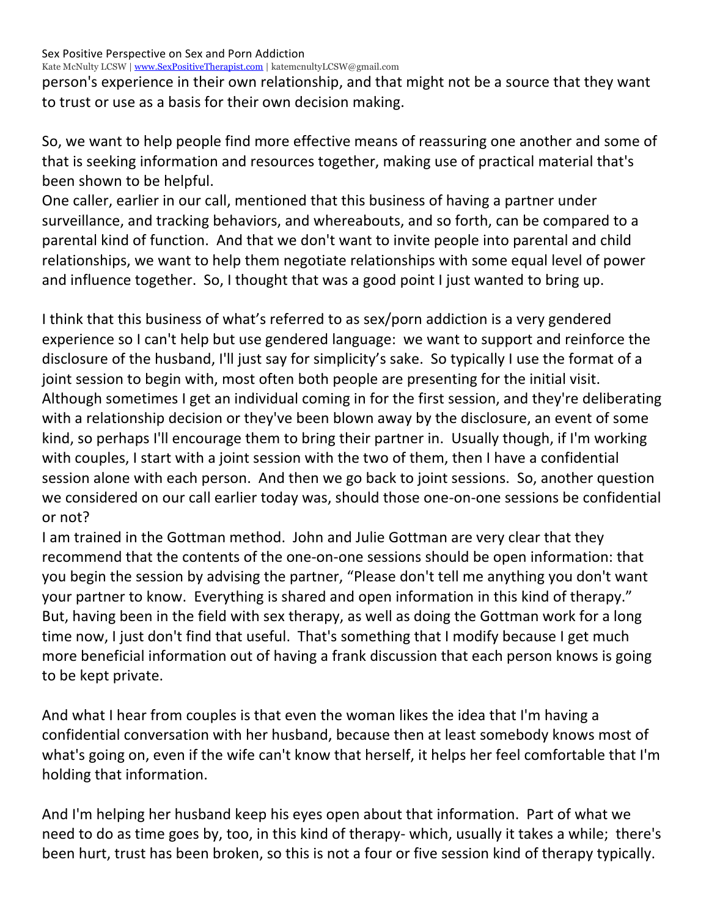person's experience in their own relationship, and that might not be a source that they want to trust or use as a basis for their own decision making.

So, we want to help people find more effective means of reassuring one another and some of that is seeking information and resources together, making use of practical material that's been shown to be helpful.

One caller, earlier in our call, mentioned that this business of having a partner under surveillance, and tracking behaviors, and whereabouts, and so forth, can be compared to a parental kind of function. And that we don't want to invite people into parental and child relationships, we want to help them negotiate relationships with some equal level of power and influence together. So, I thought that was a good point I just wanted to bring up.

I think that this business of what's referred to as sex/porn addiction is a very gendered experience so I can't help but use gendered language: we want to support and reinforce the disclosure of the husband, I'll just say for simplicity's sake. So typically I use the format of a joint session to begin with, most often both people are presenting for the initial visit. Although sometimes I get an individual coming in for the first session, and they're deliberating with a relationship decision or they've been blown away by the disclosure, an event of some kind, so perhaps I'll encourage them to bring their partner in. Usually though, if I'm working with couples, I start with a joint session with the two of them, then I have a confidential session alone with each person. And then we go back to joint sessions. So, another question we considered on our call earlier today was, should those one-on-one sessions be confidential or not?

I am trained in the Gottman method. John and Julie Gottman are very clear that they recommend that the contents of the one-on-one sessions should be open information: that you begin the session by advising the partner, "Please don't tell me anything you don't want your partner to know. Everything is shared and open information in this kind of therapy." But, having been in the field with sex therapy, as well as doing the Gottman work for a long time now, I just don't find that useful. That's something that I modify because I get much more beneficial information out of having a frank discussion that each person knows is going to be kept private.

And what I hear from couples is that even the woman likes the idea that I'm having a confidential conversation with her husband, because then at least somebody knows most of what's going on, even if the wife can't know that herself, it helps her feel comfortable that I'm holding that information.

And I'm helping her husband keep his eyes open about that information. Part of what we need to do as time goes by, too, in this kind of therapy- which, usually it takes a while; there's been hurt, trust has been broken, so this is not a four or five session kind of therapy typically.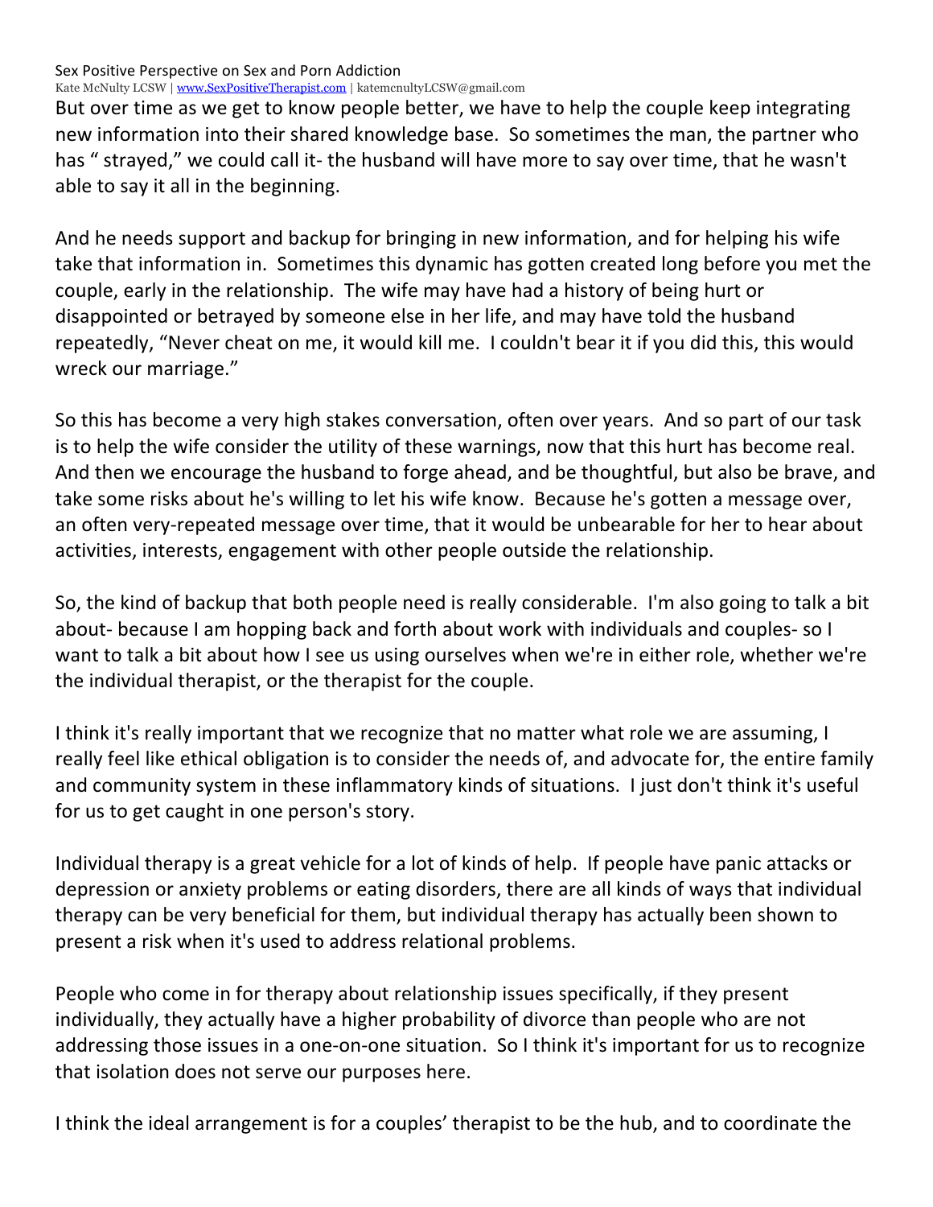But over time as we get to know people better, we have to help the couple keep integrating new information into their shared knowledge base. So sometimes the man, the partner who has " strayed," we could call it- the husband will have more to say over time, that he wasn't able to say it all in the beginning.

And he needs support and backup for bringing in new information, and for helping his wife take that information in. Sometimes this dynamic has gotten created long before you met the couple, early in the relationship. The wife may have had a history of being hurt or disappointed or betrayed by someone else in her life, and may have told the husband repeatedly, "Never cheat on me, it would kill me. I couldn't bear it if you did this, this would wreck our marriage."

So this has become a very high stakes conversation, often over years. And so part of our task is to help the wife consider the utility of these warnings, now that this hurt has become real. And then we encourage the husband to forge ahead, and be thoughtful, but also be brave, and take some risks about he's willing to let his wife know. Because he's gotten a message over, an often very-repeated message over time, that it would be unbearable for her to hear about activities, interests, engagement with other people outside the relationship.

So, the kind of backup that both people need is really considerable. I'm also going to talk a bit about- because I am hopping back and forth about work with individuals and couples- so I want to talk a bit about how I see us using ourselves when we're in either role, whether we're the individual therapist, or the therapist for the couple.

I think it's really important that we recognize that no matter what role we are assuming, I really feel like ethical obligation is to consider the needs of, and advocate for, the entire family and community system in these inflammatory kinds of situations. I just don't think it's useful for us to get caught in one person's story.

Individual therapy is a great vehicle for a lot of kinds of help. If people have panic attacks or depression or anxiety problems or eating disorders, there are all kinds of ways that individual therapy can be very beneficial for them, but individual therapy has actually been shown to present a risk when it's used to address relational problems.

People who come in for therapy about relationship issues specifically, if they present individually, they actually have a higher probability of divorce than people who are not addressing those issues in a one-on-one situation. So I think it's important for us to recognize that isolation does not serve our purposes here.

I think the ideal arrangement is for a couples' therapist to be the hub, and to coordinate the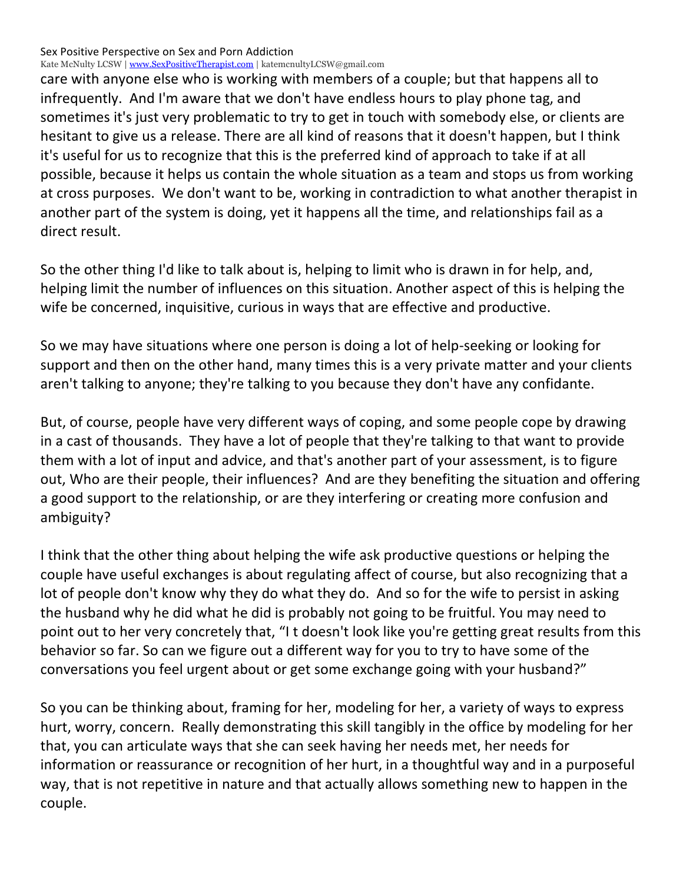care with anyone else who is working with members of a couple; but that happens all to infrequently. And I'm aware that we don't have endless hours to play phone tag, and sometimes it's just very problematic to try to get in touch with somebody else, or clients are hesitant to give us a release. There are all kind of reasons that it doesn't happen, but I think it's useful for us to recognize that this is the preferred kind of approach to take if at all possible, because it helps us contain the whole situation as a team and stops us from working at cross purposes. We don't want to be, working in contradiction to what another therapist in another part of the system is doing, yet it happens all the time, and relationships fail as a direct result.

So the other thing I'd like to talk about is, helping to limit who is drawn in for help, and, helping limit the number of influences on this situation. Another aspect of this is helping the wife be concerned, inquisitive, curious in ways that are effective and productive.

So we may have situations where one person is doing a lot of help-seeking or looking for support and then on the other hand, many times this is a very private matter and your clients aren't talking to anyone; they're talking to you because they don't have any confidante.

But, of course, people have very different ways of coping, and some people cope by drawing in a cast of thousands. They have a lot of people that they're talking to that want to provide them with a lot of input and advice, and that's another part of your assessment, is to figure out, Who are their people, their influences? And are they benefiting the situation and offering a good support to the relationship, or are they interfering or creating more confusion and ambiguity?

I think that the other thing about helping the wife ask productive questions or helping the couple have useful exchanges is about regulating affect of course, but also recognizing that a lot of people don't know why they do what they do. And so for the wife to persist in asking the husband why he did what he did is probably not going to be fruitful. You may need to point out to her very concretely that, "I t doesn't look like you're getting great results from this behavior so far. So can we figure out a different way for you to try to have some of the conversations you feel urgent about or get some exchange going with your husband?"

So you can be thinking about, framing for her, modeling for her, a variety of ways to express hurt, worry, concern. Really demonstrating this skill tangibly in the office by modeling for her that, you can articulate ways that she can seek having her needs met, her needs for information or reassurance or recognition of her hurt, in a thoughtful way and in a purposeful way, that is not repetitive in nature and that actually allows something new to happen in the couple.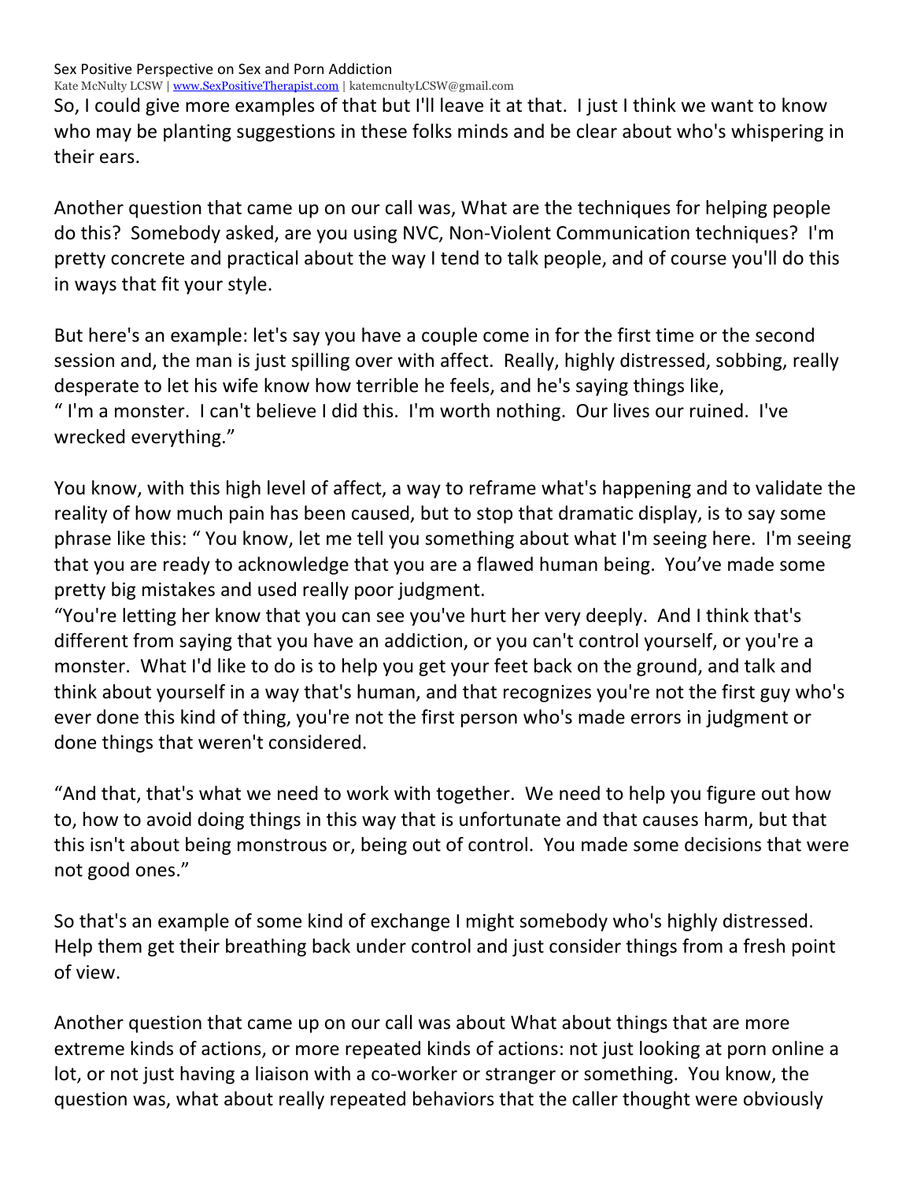So, I could give more examples of that but I'll leave it at that. I just I think we want to know who may be planting suggestions in these folks minds and be clear about who's whispering in their ears.

Another question that came up on our call was, What are the techniques for helping people do this? Somebody asked, are you using NVC, Non-Violent Communication techniques? I'm pretty concrete and practical about the way I tend to talk people, and of course you'll do this in ways that fit your style.

But here's an example: let's say you have a couple come in for the first time or the second session and, the man is just spilling over with affect. Really, highly distressed, sobbing, really desperate to let his wife know how terrible he feels, and he's saying things like,
" I'm a monster. I can't believe I did this. I'm worth nothing. Our lives our ruined. I've wrecked everything."

You know, with this high level of affect, a way to reframe what's happening and to validate the reality of how much pain has been caused, but to stop that dramatic display, is to say some phrase like this: " You know, let me tell you something about what I'm seeing here. I'm seeing that you are ready to acknowledge that you are a flawed human being. You've made some pretty big mistakes and used really poor judgment.
"You're letting her know that you can see you've hurt her very deeply. And I think that's different from saying that you have an addiction, or you can't control yourself, or you're a monster. What I'd like to do is to help you get your feet back on the ground, and talk and think about yourself in a way that's human, and that recognizes you're not the first guy who's ever done this kind of thing, you're not the first person who's made errors in judgment or done things that weren't considered.

"And that, that's what we need to work with together. We need to help you figure out how to, how to avoid doing things in this way that is unfortunate and that causes harm, but that this isn't about being monstrous or, being out of control. You made some decisions that were not good ones."

So that's an example of some kind of exchange I might somebody who's highly distressed. Help them get their breathing back under control and just consider things from a fresh point of view.

Another question that came up on our call was about What about things that are more extreme kinds of actions, or more repeated kinds of actions: not just looking at porn online a lot, or not just having a liaison with a co-worker or stranger or something. You know, the question was, what about really repeated behaviors that the caller thought were obviously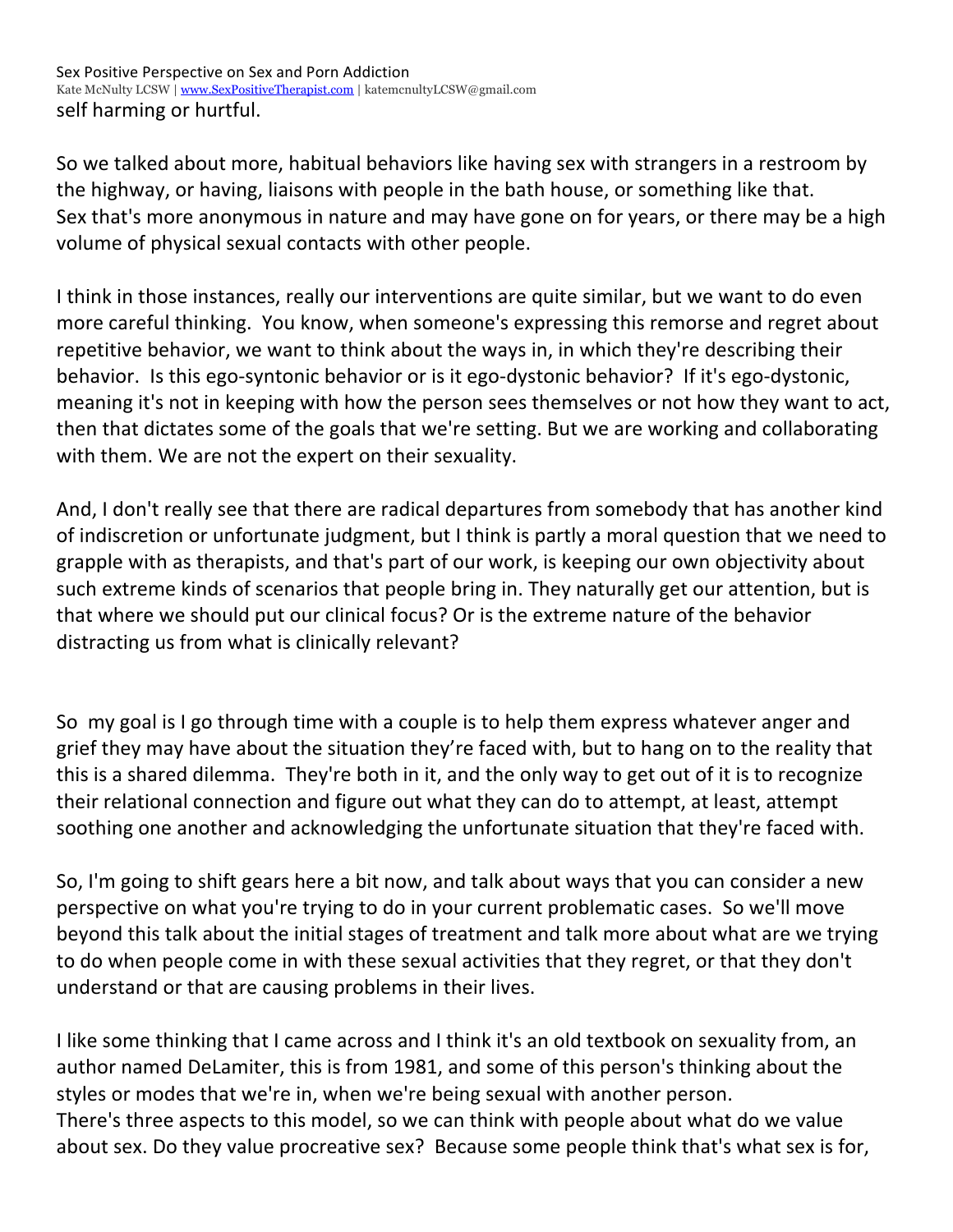self harming or hurtful.

So we talked about more, habitual behaviors like having sex with strangers in a restroom by the highway, or having, liaisons with people in the bath house, or something like that. Sex that's more anonymous in nature and may have gone on for years, or there may be a high volume of physical sexual contacts with other people.

I think in those instances, really our interventions are quite similar, but we want to do even more careful thinking. You know, when someone's expressing this remorse and regret about repetitive behavior, we want to think about the ways in, in which they're describing their behavior. Is this ego-syntonic behavior or is it ego-dystonic behavior? If it's ego-dystonic, meaning it's not in keeping with how the person sees themselves or not how they want to act, then that dictates some of the goals that we're setting. But we are working and collaborating with them. We are not the expert on their sexuality.

And, I don't really see that there are radical departures from somebody that has another kind of indiscretion or unfortunate judgment, but I think is partly a moral question that we need to grapple with as therapists, and that's part of our work, is keeping our own objectivity about such extreme kinds of scenarios that people bring in. They naturally get our attention, but is that where we should put our clinical focus? Or is the extreme nature of the behavior distracting us from what is clinically relevant?

So my goal is I go through time with a couple is to help them express whatever anger and grief they may have about the situation they're faced with, but to hang on to the reality that this is a shared dilemma. They're both in it, and the only way to get out of it is to recognize their relational connection and figure out what they can do to attempt, at least, attempt soothing one another and acknowledging the unfortunate situation that they're faced with.

So, I'm going to shift gears here a bit now, and talk about ways that you can consider a new perspective on what you're trying to do in your current problematic cases. So we'll move beyond this talk about the initial stages of treatment and talk more about what are we trying to do when people come in with these sexual activities that they regret, or that they don't understand or that are causing problems in their lives.

I like some thinking that I came across and I think it's an old textbook on sexuality from, an author named DeLamiter, this is from 1981, and some of this person's thinking about the styles or modes that we're in, when we're being sexual with another person. There's three aspects to this model, so we can think with people about what do we value about sex. Do they value procreative sex? Because some people think that's what sex is for,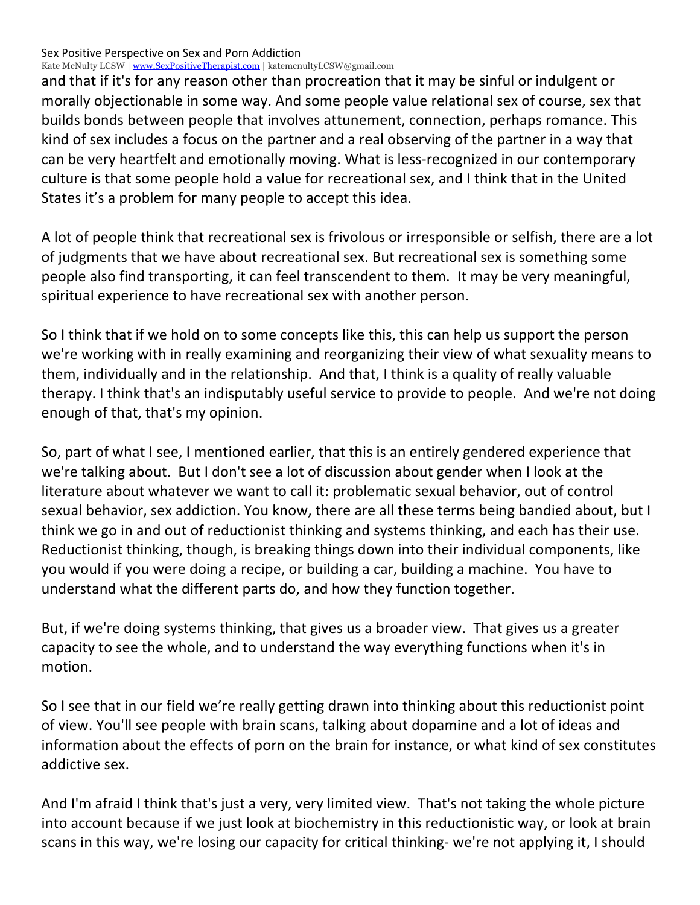and that if it's for any reason other than procreation that it may be sinful or indulgent or morally objectionable in some way. And some people value relational sex of course, sex that builds bonds between people that involves attunement, connection, perhaps romance. This kind of sex includes a focus on the partner and a real observing of the partner in a way that can be very heartfelt and emotionally moving. What is less-recognized in our contemporary culture is that some people hold a value for recreational sex, and I think that in the United States it's a problem for many people to accept this idea.

A lot of people think that recreational sex is frivolous or irresponsible or selfish, there are a lot of judgments that we have about recreational sex. But recreational sex is something some people also find transporting, it can feel transcendent to them. It may be very meaningful, spiritual experience to have recreational sex with another person.

So I think that if we hold on to some concepts like this, this can help us support the person we're working with in really examining and reorganizing their view of what sexuality means to them, individually and in the relationship. And that, I think is a quality of really valuable therapy. I think that's an indisputably useful service to provide to people. And we're not doing enough of that, that's my opinion.

So, part of what I see, I mentioned earlier, that this is an entirely gendered experience that we're talking about. But I don't see a lot of discussion about gender when I look at the literature about whatever we want to call it: problematic sexual behavior, out of control sexual behavior, sex addiction. You know, there are all these terms being bandied about, but I think we go in and out of reductionist thinking and systems thinking, and each has their use. Reductionist thinking, though, is breaking things down into their individual components, like you would if you were doing a recipe, or building a car, building a machine. You have to understand what the different parts do, and how they function together.

But, if we're doing systems thinking, that gives us a broader view. That gives us a greater capacity to see the whole, and to understand the way everything functions when it's in motion.

So I see that in our field we're really getting drawn into thinking about this reductionist point of view. You'll see people with brain scans, talking about dopamine and a lot of ideas and information about the effects of porn on the brain for instance, or what kind of sex constitutes addictive sex.

And I'm afraid I think that's just a very, very limited view. That's not taking the whole picture into account because if we just look at biochemistry in this reductionistic way, or look at brain scans in this way, we're losing our capacity for critical thinking- we're not applying it, I should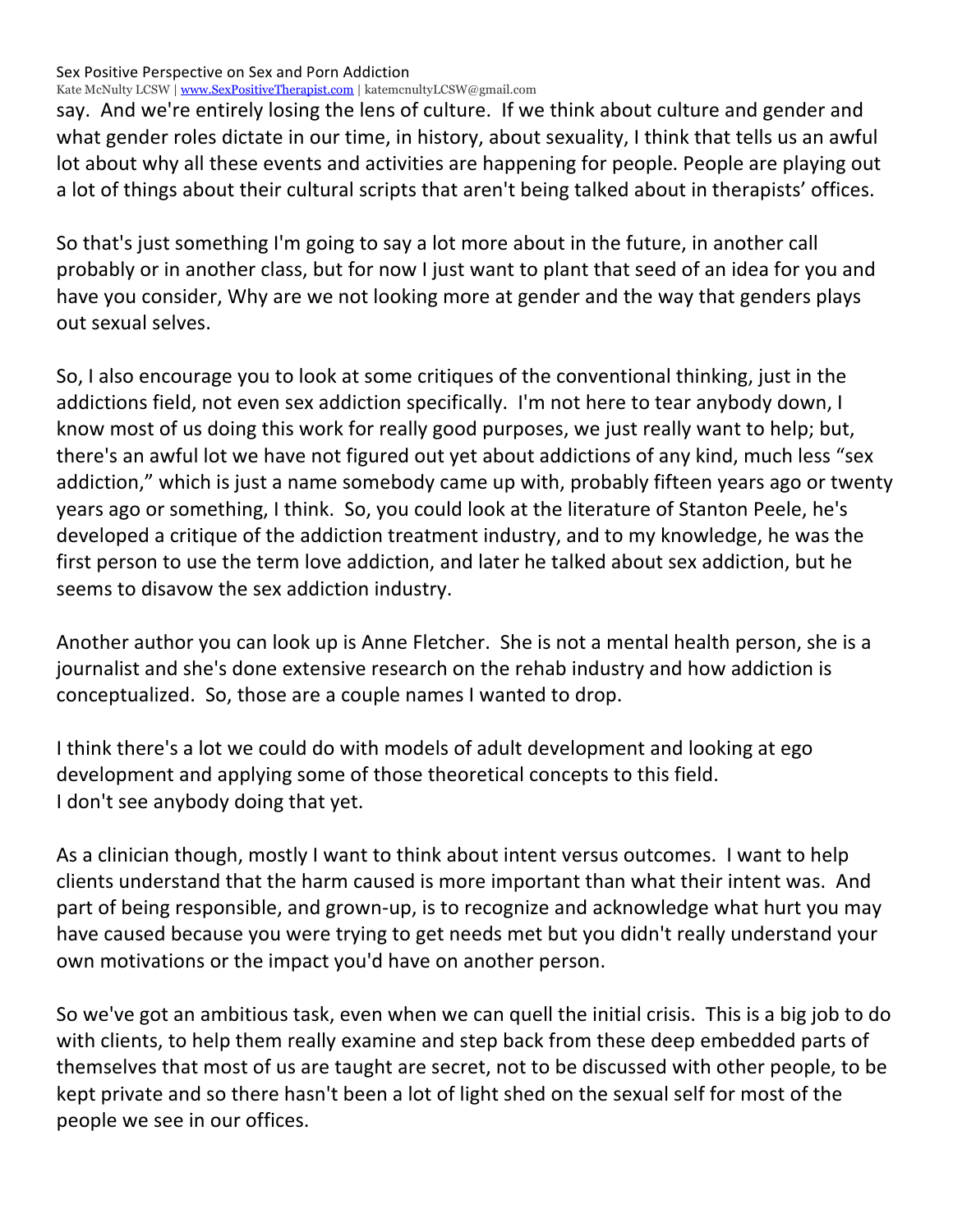say. And we're entirely losing the lens of culture. If we think about culture and gender and what gender roles dictate in our time, in history, about sexuality, I think that tells us an awful lot about why all these events and activities are happening for people. People are playing out a lot of things about their cultural scripts that aren't being talked about in therapists' offices.

So that's just something I'm going to say a lot more about in the future, in another call probably or in another class, but for now I just want to plant that seed of an idea for you and have you consider, Why are we not looking more at gender and the way that genders plays out sexual selves.

So, I also encourage you to look at some critiques of the conventional thinking, just in the addictions field, not even sex addiction specifically. I'm not here to tear anybody down, I know most of us doing this work for really good purposes, we just really want to help; but, there's an awful lot we have not figured out yet about addictions of any kind, much less "sex addiction," which is just a name somebody came up with, probably fifteen years ago or twenty years ago or something, I think. So, you could look at the literature of Stanton Peele, he's developed a critique of the addiction treatment industry, and to my knowledge, he was the first person to use the term love addiction, and later he talked about sex addiction, but he seems to disavow the sex addiction industry.

Another author you can look up is Anne Fletcher. She is not a mental health person, she is a journalist and she's done extensive research on the rehab industry and how addiction is conceptualized. So, those are a couple names I wanted to drop.

I think there's a lot we could do with models of adult development and looking at ego development and applying some of those theoretical concepts to this field.
I don't see anybody doing that yet.

As a clinician though, mostly I want to think about intent versus outcomes. I want to help clients understand that the harm caused is more important than what their intent was. And part of being responsible, and grown-up, is to recognize and acknowledge what hurt you may have caused because you were trying to get needs met but you didn't really understand your own motivations or the impact you'd have on another person.

So we've got an ambitious task, even when we can quell the initial crisis. This is a big job to do with clients, to help them really examine and step back from these deep embedded parts of themselves that most of us are taught are secret, not to be discussed with other people, to be kept private and so there hasn't been a lot of light shed on the sexual self for most of the people we see in our offices.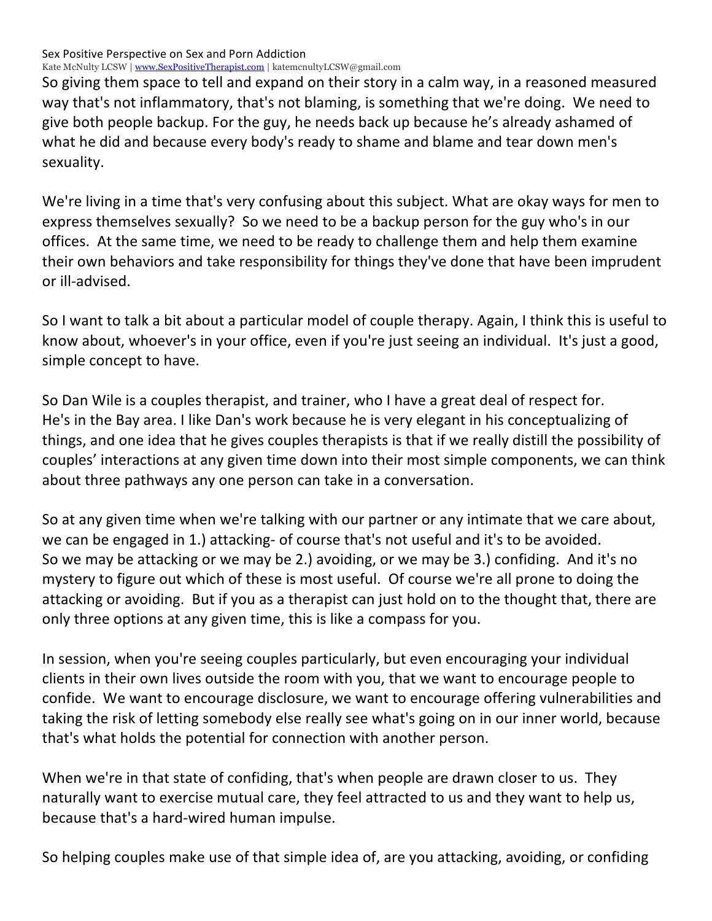So giving them space to tell and expand on their story in a calm way, in a reasoned measured way that's not inflammatory, that's not blaming, is something that we're doing. We need to give both people backup. For the guy, he needs back up because he's already ashamed of what he did and because every body's ready to shame and blame and tear down men's sexuality.

We're living in a time that's very confusing about this subject. What are okay ways for men to express themselves sexually? So we need to be a backup person for the guy who's in our offices. At the same time, we need to be ready to challenge them and help them examine their own behaviors and take responsibility for things they've done that have been imprudent or ill-advised.

So I want to talk a bit about a particular model of couple therapy. Again, I think this is useful to know about, whoever's in your office, even if you're just seeing an individual. It's just a good, simple concept to have.

So Dan Wile is a couples therapist, and trainer, who I have a great deal of respect for. He's in the Bay area. I like Dan's work because he is very elegant in his conceptualizing of things, and one idea that he gives couples therapists is that if we really distill the possibility of couples' interactions at any given time down into their most simple components, we can think about three pathways any one person can take in a conversation.

So at any given time when we're talking with our partner or any intimate that we care about, we can be engaged in 1.) attacking- of course that's not useful and it's to be avoided. So we may be attacking or we may be 2.) avoiding, or we may be 3.) confiding. And it's no mystery to figure out which of these is most useful. Of course we're all prone to doing the attacking or avoiding. But if you as a therapist can just hold on to the thought that, there are only three options at any given time, this is like a compass for you.

In session, when you're seeing couples particularly, but even encouraging your individual clients in their own lives outside the room with you, that we want to encourage people to confide. We want to encourage disclosure, we want to encourage offering vulnerabilities and taking the risk of letting somebody else really see what's going on in our inner world, because that's what holds the potential for connection with another person.

When we're in that state of confiding, that's when people are drawn closer to us. They naturally want to exercise mutual care, they feel attracted to us and they want to help us, because that's a hard-wired human impulse.

So helping couples make use of that simple idea of, are you attacking, avoiding, or confiding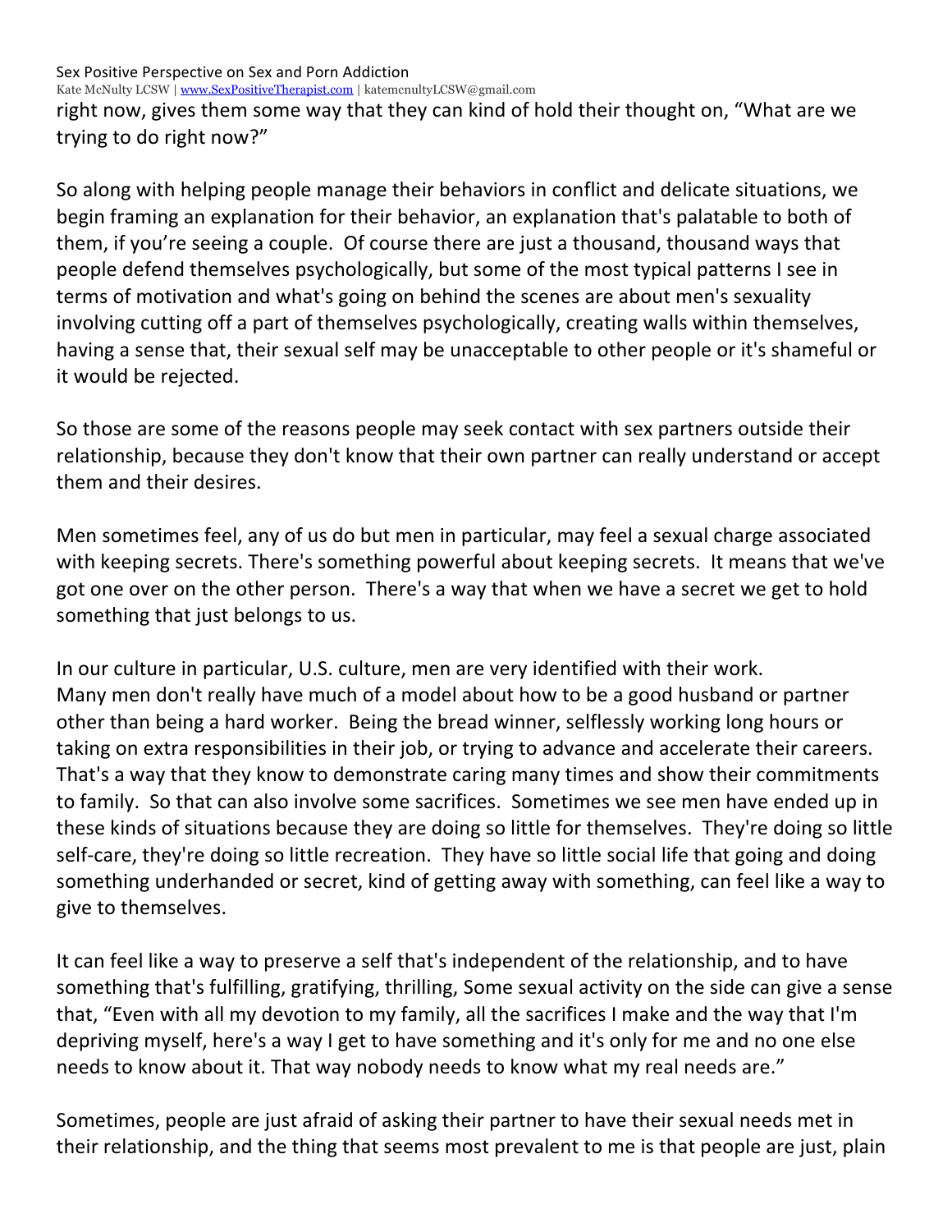right now, gives them some way that they can kind of hold their thought on, "What are we trying to do right now?"

So along with helping people manage their behaviors in conflict and delicate situations, we begin framing an explanation for their behavior, an explanation that's palatable to both of them, if you're seeing a couple. Of course there are just a thousand, thousand ways that people defend themselves psychologically, but some of the most typical patterns I see in terms of motivation and what's going on behind the scenes are about men's sexuality involving cutting off a part of themselves psychologically, creating walls within themselves, having a sense that, their sexual self may be unacceptable to other people or it's shameful or it would be rejected.

So those are some of the reasons people may seek contact with sex partners outside their relationship, because they don't know that their own partner can really understand or accept them and their desires.

Men sometimes feel, any of us do but men in particular, may feel a sexual charge associated with keeping secrets. There's something powerful about keeping secrets. It means that we've got one over on the other person. There's a way that when we have a secret we get to hold something that just belongs to us.

In our culture in particular, U.S. culture, men are very identified with their work. Many men don't really have much of a model about how to be a good husband or partner other than being a hard worker. Being the bread winner, selflessly working long hours or taking on extra responsibilities in their job, or trying to advance and accelerate their careers. That's a way that they know to demonstrate caring many times and show their commitments to family. So that can also involve some sacrifices. Sometimes we see men have ended up in these kinds of situations because they are doing so little for themselves. They're doing so little self-care, they're doing so little recreation. They have so little social life that going and doing something underhanded or secret, kind of getting away with something, can feel like a way to give to themselves.

It can feel like a way to preserve a self that's independent of the relationship, and to have something that's fulfilling, gratifying, thrilling, Some sexual activity on the side can give a sense that, "Even with all my devotion to my family, all the sacrifices I make and the way that I'm depriving myself, here's a way I get to have something and it's only for me and no one else needs to know about it. That way nobody needs to know what my real needs are."

Sometimes, people are just afraid of asking their partner to have their sexual needs met in their relationship, and the thing that seems most prevalent to me is that people are just, plain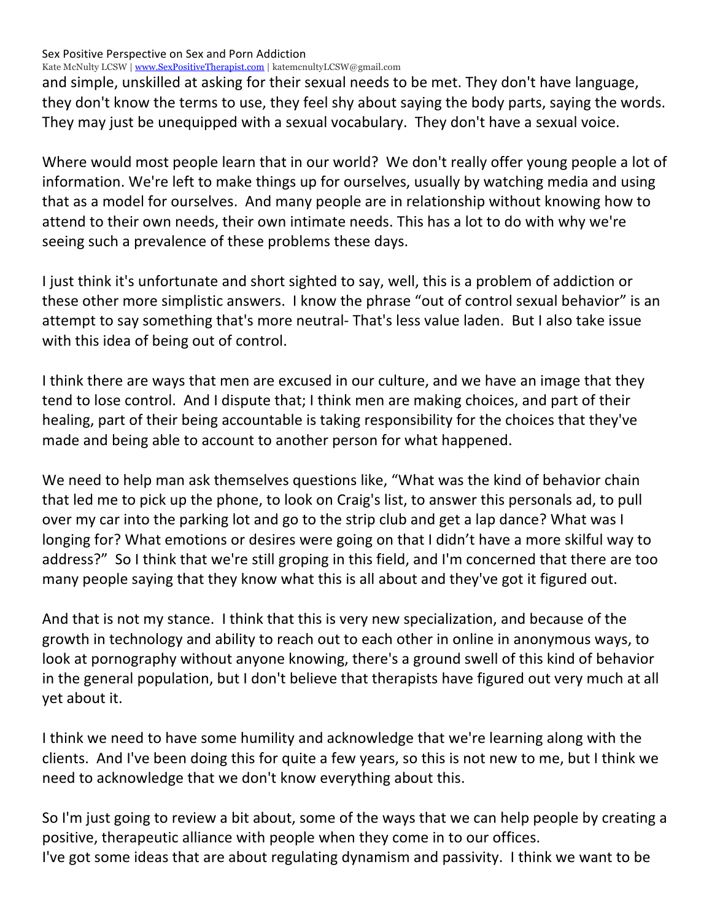and simple, unskilled at asking for their sexual needs to be met. They don't have language, they don't know the terms to use, they feel shy about saying the body parts, saying the words. They may just be unequipped with a sexual vocabulary. They don't have a sexual voice.

Where would most people learn that in our world? We don't really offer young people a lot of information. We're left to make things up for ourselves, usually by watching media and using that as a model for ourselves. And many people are in relationship without knowing how to attend to their own needs, their own intimate needs. This has a lot to do with why we're seeing such a prevalence of these problems these days.

I just think it's unfortunate and short sighted to say, well, this is a problem of addiction or these other more simplistic answers. I know the phrase “out of control sexual behavior” is an attempt to say something that's more neutral- That's less value laden. But I also take issue with this idea of being out of control.

I think there are ways that men are excused in our culture, and we have an image that they tend to lose control. And I dispute that; I think men are making choices, and part of their healing, part of their being accountable is taking responsibility for the choices that they've made and being able to account to another person for what happened.

We need to help man ask themselves questions like, “What was the kind of behavior chain that led me to pick up the phone, to look on Craig's list, to answer this personals ad, to pull over my car into the parking lot and go to the strip club and get a lap dance? What was I longing for? What emotions or desires were going on that I didn’t have a more skilful way to address?” So I think that we're still groping in this field, and I'm concerned that there are too many people saying that they know what this is all about and they've got it figured out.

And that is not my stance. I think that this is very new specialization, and because of the growth in technology and ability to reach out to each other in online in anonymous ways, to look at pornography without anyone knowing, there's a ground swell of this kind of behavior in the general population, but I don't believe that therapists have figured out very much at all yet about it.

I think we need to have some humility and acknowledge that we're learning along with the clients. And I've been doing this for quite a few years, so this is not new to me, but I think we need to acknowledge that we don't know everything about this.

So I'm just going to review a bit about, some of the ways that we can help people by creating a positive, therapeutic alliance with people when they come in to our offices.
I've got some ideas that are about regulating dynamism and passivity. I think we want to be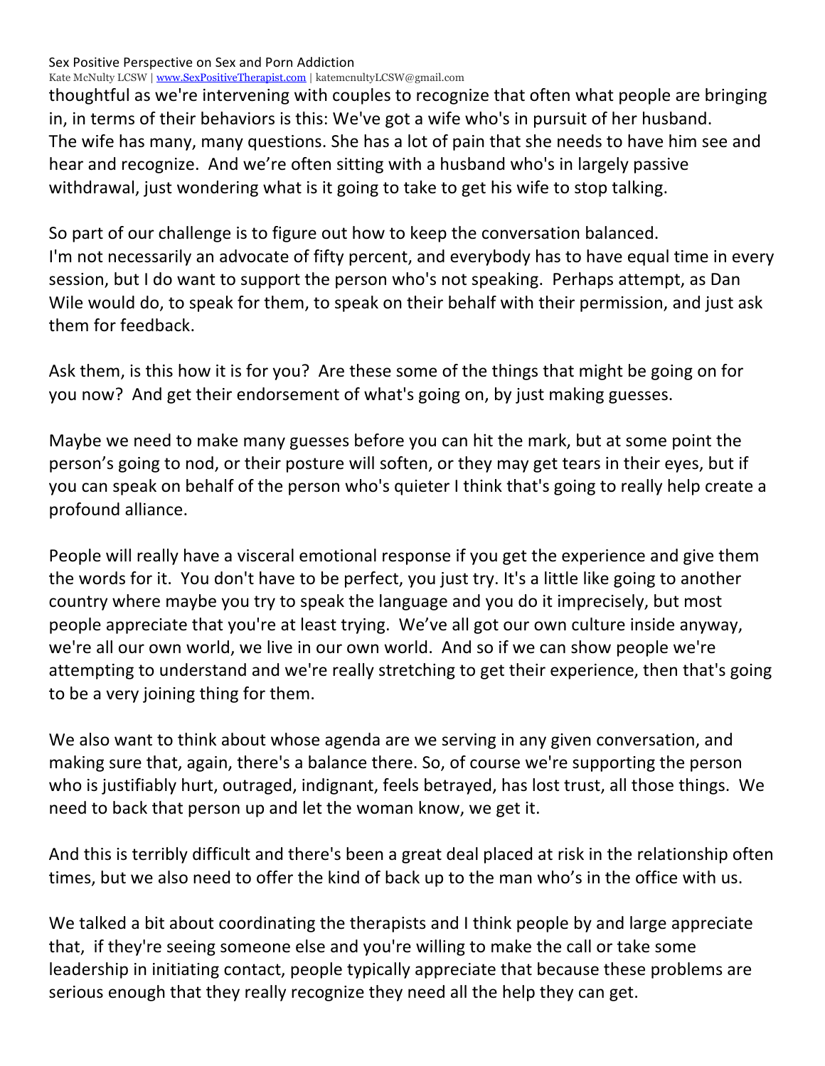thoughtful as we're intervening with couples to recognize that often what people are bringing in, in terms of their behaviors is this: We've got a wife who's in pursuit of her husband. The wife has many, many questions. She has a lot of pain that she needs to have him see and hear and recognize. And we're often sitting with a husband who's in largely passive withdrawal, just wondering what is it going to take to get his wife to stop talking.

So part of our challenge is to figure out how to keep the conversation balanced. I'm not necessarily an advocate of fifty percent, and everybody has to have equal time in every session, but I do want to support the person who's not speaking. Perhaps attempt, as Dan Wile would do, to speak for them, to speak on their behalf with their permission, and just ask them for feedback.

Ask them, is this how it is for you? Are these some of the things that might be going on for you now? And get their endorsement of what's going on, by just making guesses.

Maybe we need to make many guesses before you can hit the mark, but at some point the person's going to nod, or their posture will soften, or they may get tears in their eyes, but if you can speak on behalf of the person who's quieter I think that's going to really help create a profound alliance.

People will really have a visceral emotional response if you get the experience and give them the words for it. You don't have to be perfect, you just try. It's a little like going to another country where maybe you try to speak the language and you do it imprecisely, but most people appreciate that you're at least trying. We've all got our own culture inside anyway, we're all our own world, we live in our own world. And so if we can show people we're attempting to understand and we're really stretching to get their experience, then that's going to be a very joining thing for them.

We also want to think about whose agenda are we serving in any given conversation, and making sure that, again, there's a balance there. So, of course we're supporting the person who is justifiably hurt, outraged, indignant, feels betrayed, has lost trust, all those things. We need to back that person up and let the woman know, we get it.

And this is terribly difficult and there's been a great deal placed at risk in the relationship often times, but we also need to offer the kind of back up to the man who's in the office with us.

We talked a bit about coordinating the therapists and I think people by and large appreciate that, if they're seeing someone else and you're willing to make the call or take some leadership in initiating contact, people typically appreciate that because these problems are serious enough that they really recognize they need all the help they can get.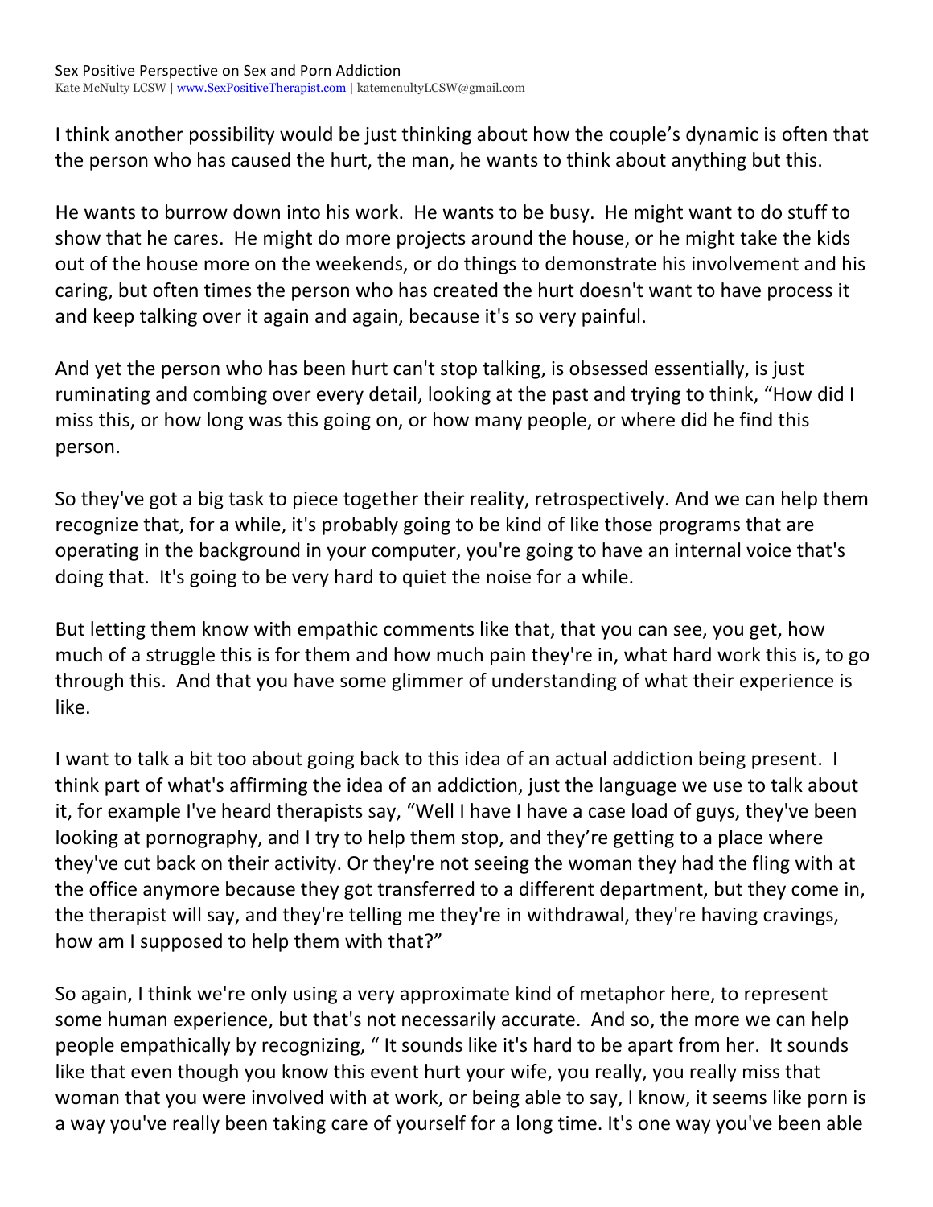I think another possibility would be just thinking about how the couple's dynamic is often that the person who has caused the hurt, the man, he wants to think about anything but this.

He wants to burrow down into his work. He wants to be busy. He might want to do stuff to show that he cares. He might do more projects around the house, or he might take the kids out of the house more on the weekends, or do things to demonstrate his involvement and his caring, but often times the person who has created the hurt doesn't want to have process it and keep talking over it again and again, because it's so very painful.

And yet the person who has been hurt can't stop talking, is obsessed essentially, is just ruminating and combing over every detail, looking at the past and trying to think, "How did I miss this, or how long was this going on, or how many people, or where did he find this person.

So they've got a big task to piece together their reality, retrospectively. And we can help them recognize that, for a while, it's probably going to be kind of like those programs that are operating in the background in your computer, you're going to have an internal voice that's doing that. It's going to be very hard to quiet the noise for a while.

But letting them know with empathic comments like that, that you can see, you get, how much of a struggle this is for them and how much pain they're in, what hard work this is, to go through this. And that you have some glimmer of understanding of what their experience is like.

I want to talk a bit too about going back to this idea of an actual addiction being present. I think part of what's affirming the idea of an addiction, just the language we use to talk about it, for example I've heard therapists say, "Well I have I have a case load of guys, they've been looking at pornography, and I try to help them stop, and they're getting to a place where they've cut back on their activity. Or they're not seeing the woman they had the fling with at the office anymore because they got transferred to a different department, but they come in, the therapist will say, and they're telling me they're in withdrawal, they're having cravings, how am I supposed to help them with that?"

So again, I think we're only using a very approximate kind of metaphor here, to represent some human experience, but that's not necessarily accurate. And so, the more we can help people empathically by recognizing, " It sounds like it's hard to be apart from her. It sounds like that even though you know this event hurt your wife, you really, you really miss that woman that you were involved with at work, or being able to say, I know, it seems like porn is a way you've really been taking care of yourself for a long time. It's one way you've been able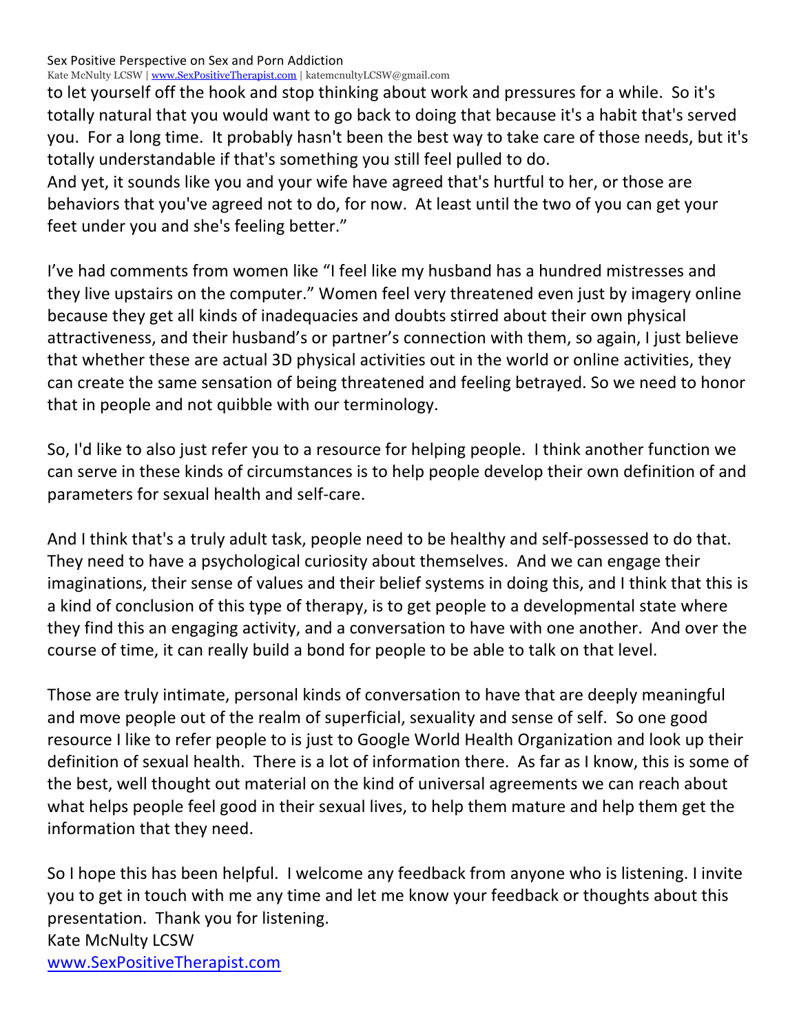to let yourself off the hook and stop thinking about work and pressures for a while. So it's totally natural that you would want to go back to doing that because it's a habit that's served you. For a long time. It probably hasn't been the best way to take care of those needs, but it's totally understandable if that's something you still feel pulled to do.
And yet, it sounds like you and your wife have agreed that's hurtful to her, or those are behaviors that you've agreed not to do, for now. At least until the two of you can get your feet under you and she's feeling better."

I've had comments from women like "I feel like my husband has a hundred mistresses and they live upstairs on the computer." Women feel very threatened even just by imagery online because they get all kinds of inadequacies and doubts stirred about their own physical attractiveness, and their husband's or partner's connection with them, so again, I just believe that whether these are actual 3D physical activities out in the world or online activities, they can create the same sensation of being threatened and feeling betrayed. So we need to honor that in people and not quibble with our terminology.

So, I'd like to also just refer you to a resource for helping people. I think another function we can serve in these kinds of circumstances is to help people develop their own definition of and parameters for sexual health and self-care.

And I think that's a truly adult task, people need to be healthy and self-possessed to do that. They need to have a psychological curiosity about themselves. And we can engage their imaginations, their sense of values and their belief systems in doing this, and I think that this is a kind of conclusion of this type of therapy, is to get people to a developmental state where they find this an engaging activity, and a conversation to have with one another. And over the course of time, it can really build a bond for people to be able to talk on that level.

Those are truly intimate, personal kinds of conversation to have that are deeply meaningful and move people out of the realm of superficial, sexuality and sense of self. So one good resource I like to refer people to is just to Google World Health Organization and look up their definition of sexual health. There is a lot of information there. As far as I know, this is some of the best, well thought out material on the kind of universal agreements we can reach about what helps people feel good in their sexual lives, to help them mature and help them get the information that they need.

So I hope this has been helpful. I welcome any feedback from anyone who is listening. I invite you to get in touch with me any time and let me know your feedback or thoughts about this presentation. Thank you for listening.
Kate McNulty LCSW
www.SexPositiveTherapist.com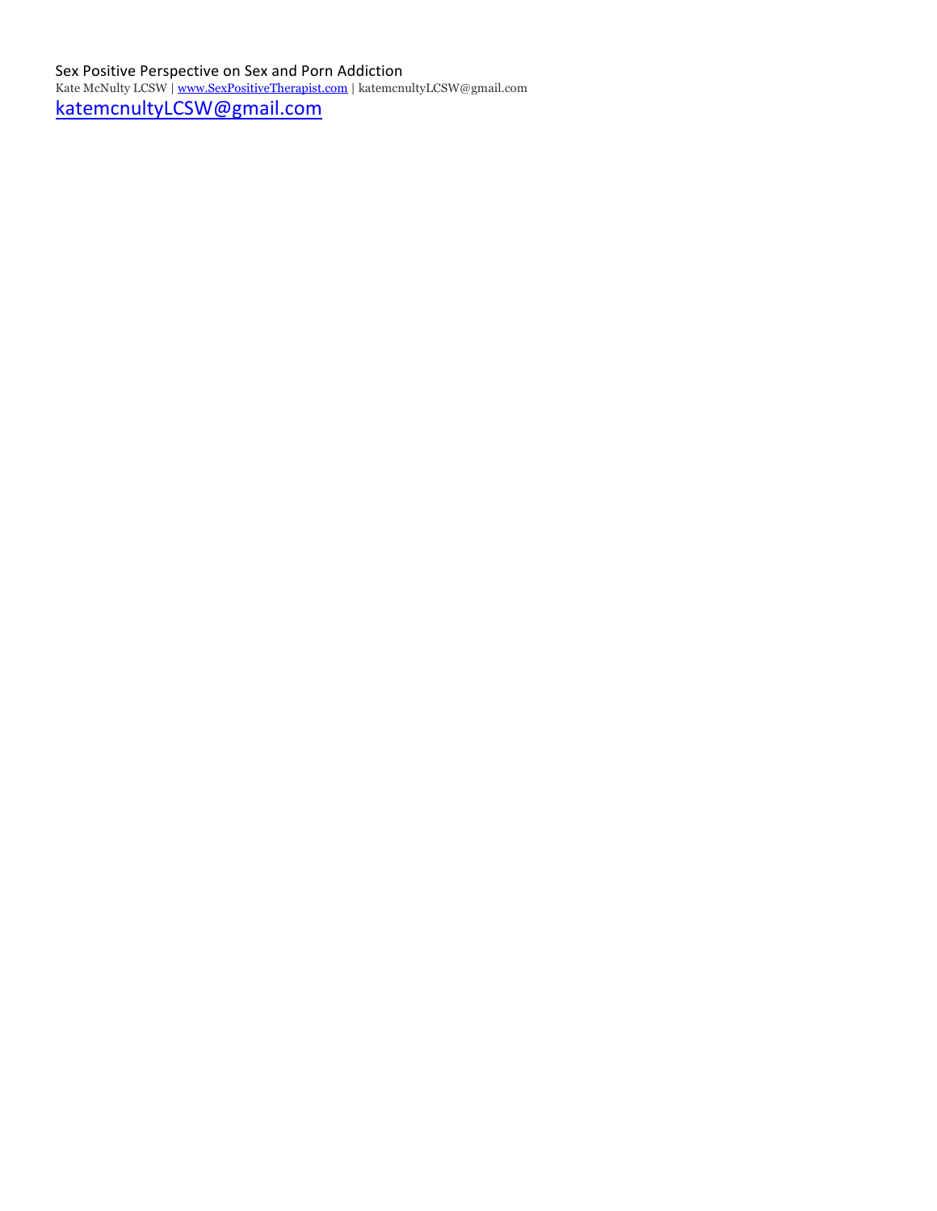katemcnultyLCSW@gmail.com